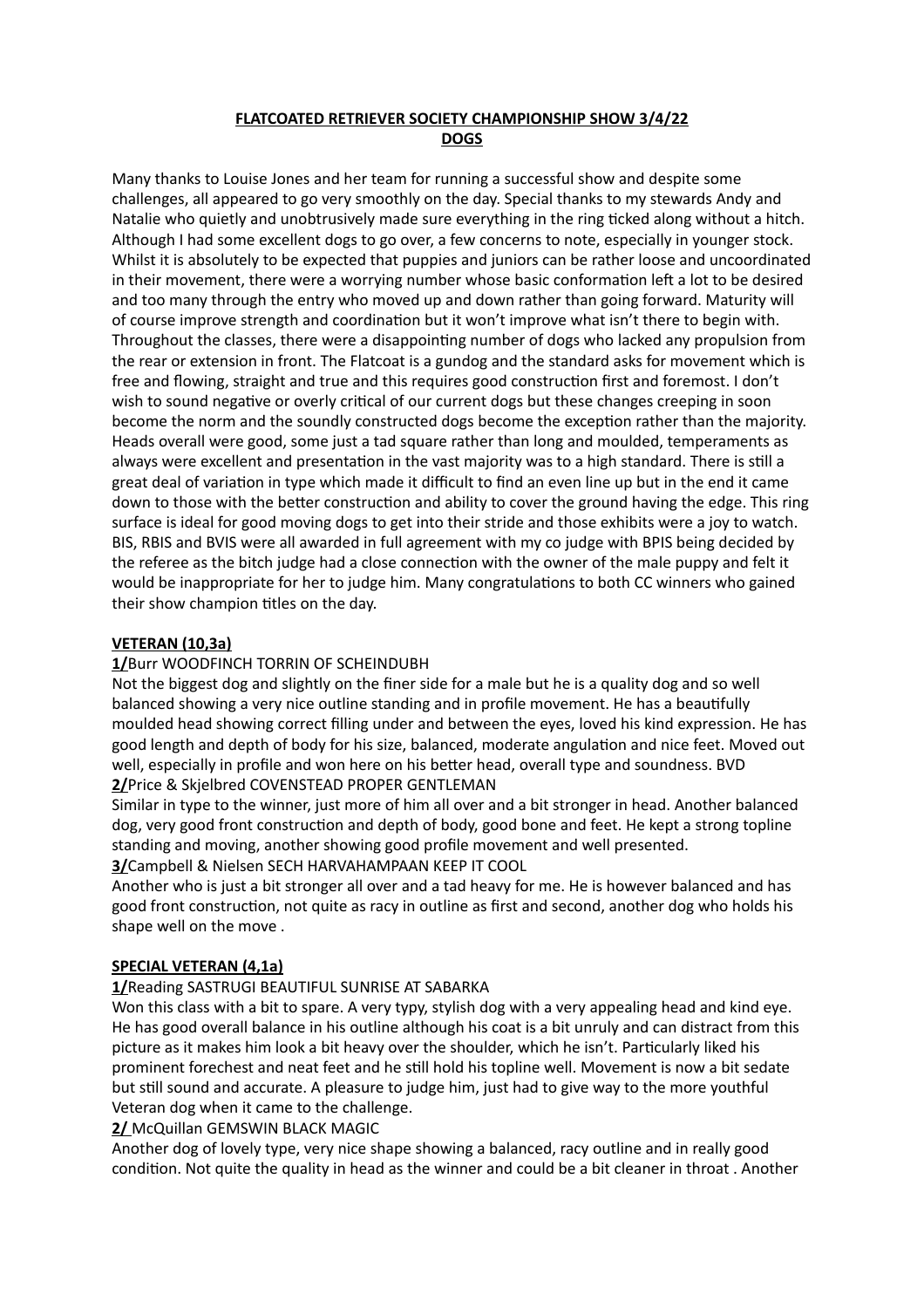# FLATCOATED RETRIEVER SOCIETY CHAMPIONSHIP SHOW 3/4/22

## DOGS

Many thanks to Louise Jones and her team for running a successful show and despite some challenges, all appeared to go very smoothly on the day. Special thanks to my stewards Andy and Natalie who quietly and unobtrusively made sure everything in the ring ticked along without a hitch. Although I had some excellent dogs to go over, a few concerns to note, especially in younger stock. Whilst it is absolutely to be expected that puppies and juniors can be rather loose and uncoordinated in their movement, there were a worrying number whose basic conformation left a lot to be desired and too many through the entry who moved up and down rather than going forward. Maturity will of course improve strength and coordination but it won't improve what isn't there to begin with. Throughout the classes, there were a disappointing number of dogs who lacked any propulsion from the rear or extension in front. The Flatcoat is a gundog and the standard asks for movement which is free and flowing, straight and true and this requires good construction first and foremost. I don't wish to sound negative or overly critical of our current dogs but these changes creeping in soon become the norm and the soundly constructed dogs become the exception rather than the majority. Heads overall were good, some just a tad square rather than long and moulded, temperaments as always were excellent and presentation in the vast majority was to a high standard. There is still a great deal of variation in type which made it difficult to find an even line up but in the end it came down to those with the better construction and ability to cover the ground having the edge. This ring surface is ideal for good moving dogs to get into their stride and those exhibits were a joy to watch. BIS, RBIS and BVIS were all awarded in full agreement with my co judge with BPIS being decided by the referee as the bitch judge had a close connection with the owner of the male puppy and felt it would be inappropriate for her to judge him. Many congratulations to both CC winners who gained their show champion titles on the day.

### VETERAN (10,3a)

**1/**Burr WOODFINCH TORRIN OF SCHEINDUBH

Not the biggest dog and slightly on the finer side for a male but he is a quality dog and so well balanced showing a very nice outline standing and in profile movement. He has a beautifully moulded head showing correct filling under and between the eyes, loved his kind expression. He has good length and depth of body for his size, balanced, moderate angulation and nice feet. Moved out well, especially in profile and won here on his better head, overall type and soundness. BVD

**2/**Price & Skjelbred COVENSTEAD PROPER GENTLEMAN

Similar in type to the winner, just more of him all over and a bit stronger in head. Another balanced dog, very good front construction and depth of body, good bone and feet. He kept a strong topline standing and moving, another showing good profile movement and well presented.

**3/**Campbell & Nielsen SECH HARVAHAMPAAN KEEP IT COOL

Another who is just a bit stronger all over and a tad heavy for me. He is however balanced and has good front construction, not quite as racy in outline as first and second, another dog who holds his shape well on the move .

### SPECIAL VETERAN (4,1a)

**1/**Reading SASTRUGI BEAUTIFUL SUNRISE AT SABARKA

Won this class with a bit to spare. A very typy, stylish dog with a very appealing head and kind eye. He has good overall balance in his outline although his coat is a bit unruly and can distract from this picture as it makes him look a bit heavy over the shoulder, which he isn't. Particularly liked his prominent forechest and neat feet and he still hold his topline well. Movement is now a bit sedate but still sound and accurate. A pleasure to judge him, just had to give way to the more youthful Veteran dog when it came to the challenge.

**2/** McQuillan GEMSWIN BLACK MAGIC

Another dog of lovely type, very nice shape showing a balanced, racy outline and in really good condition. Not quite the quality in head as the winner and could be a bit cleaner in throat . Another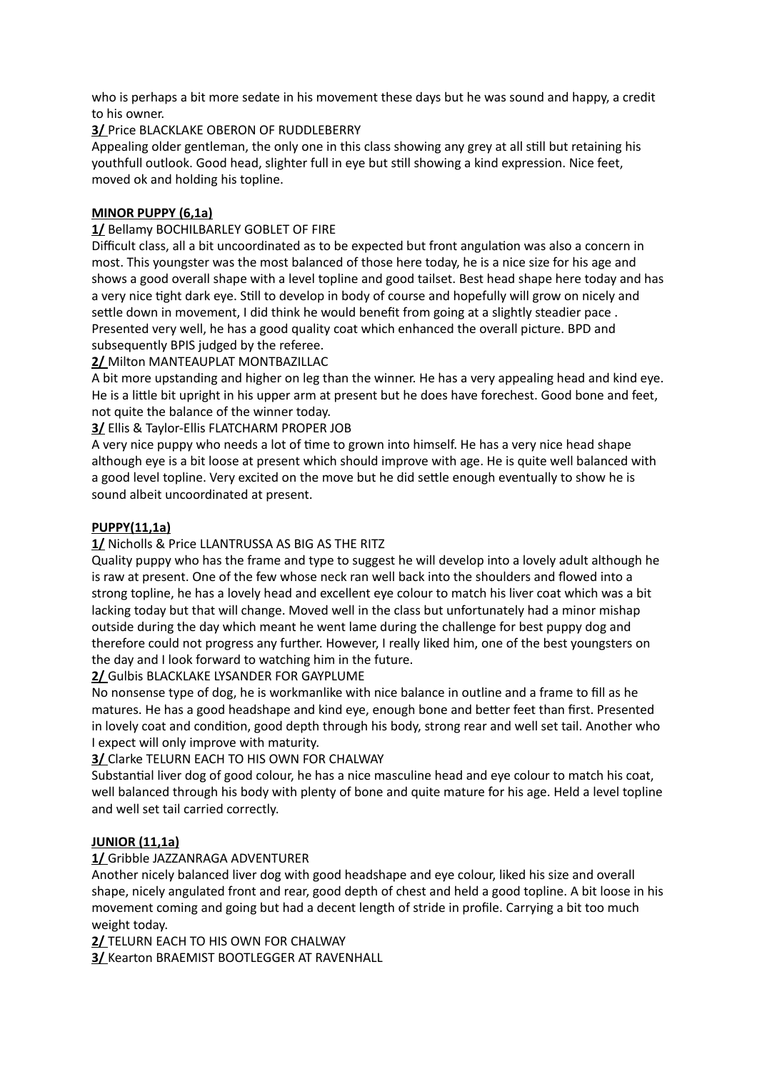who is perhaps a bit more sedate in his movement these days but he was sound and happy, a credit to his owner.

**3/** Price BLACKLAKE OBERON OF RUDDLEBERRY

Appealing older gentleman, the only one in this class showing any grey at all still but retaining his youthfull outlook. Good head, slighter full in eye but still showing a kind expression. Nice feet, moved ok and holding his topline.

**MINOR PUPPY (6,1a)**

**1/** Bellamy BOCHILBARLEY GOBLET OF FIRE

Difficult class, all a bit uncoordinated as to be expected but front angulation was also a concern in most. This youngster was the most balanced of those here today, he is a nice size for his age and shows a good overall shape with a level topline and good tailset. Best head shape here today and has a very nice tight dark eye. Still to develop in body of course and hopefully will grow on nicely and settle down in movement, I did think he would benefit from going at a slightly steadier pace . Presented very well, he has a good quality coat which enhanced the overall picture. BPD and subsequently BPIS judged by the referee.

**2/** Milton MANTEAUPLAT MONTBAZILLAC

A bit more upstanding and higher on leg than the winner. He has a very appealing head and kind eye. He is a little bit upright in his upper arm at present but he does have forechest. Good bone and feet, not quite the balance of the winner today.

**3/** Ellis & Taylor-Ellis FLATCHARM PROPER JOB

A very nice puppy who needs a lot of time to grown into himself. He has a very nice head shape although eye is a bit loose at present which should improve with age. He is quite well balanced with a good level topline. Very excited on the move but he did settle enough eventually to show he is sound albeit uncoordinated at present.

**PUPPY(11,1a)**

**1/** Nicholls & Price LLANTRUSSA AS BIG AS THE RITZ

Quality puppy who has the frame and type to suggest he will develop into a lovely adult although he is raw at present. One of the few whose neck ran well back into the shoulders and flowed into a strong topline, he has a lovely head and excellent eye colour to match his liver coat which was a bit lacking today but that will change. Moved well in the class but unfortunately had a minor mishap outside during the day which meant he went lame during the challenge for best puppy dog and therefore could not progress any further. However, I really liked him, one of the best youngsters on the day and I look forward to watching him in the future.

**2/** Gulbis BLACKLAKE LYSANDER FOR GAYPLUME

No nonsense type of dog, he is workmanlike with nice balance in outline and a frame to fill as he matures. He has a good headshape and kind eye, enough bone and better feet than first. Presented in lovely coat and condition, good depth through his body, strong rear and well set tail. Another who I expect will only improve with maturity.

**3/** Clarke TELURN EACH TO HIS OWN FOR CHALWAY

Substantial liver dog of good colour, he has a nice masculine head and eye colour to match his coat, well balanced through his body with plenty of bone and quite mature for his age. Held a level topline and well set tail carried correctly.

**JUNIOR (11,1a)**

**1/** Gribble JAZZANRAGA ADVENTURER

Another nicely balanced liver dog with good headshape and eye colour, liked his size and overall shape, nicely angulated front and rear, good depth of chest and held a good topline. A bit loose in his movement coming and going but had a decent length of stride in profile. Carrying a bit too much weight today.

**2/** TELURN EACH TO HIS OWN FOR CHALWAY

**3/** Kearton BRAEMIST BOOTLEGGER AT RAVENHALL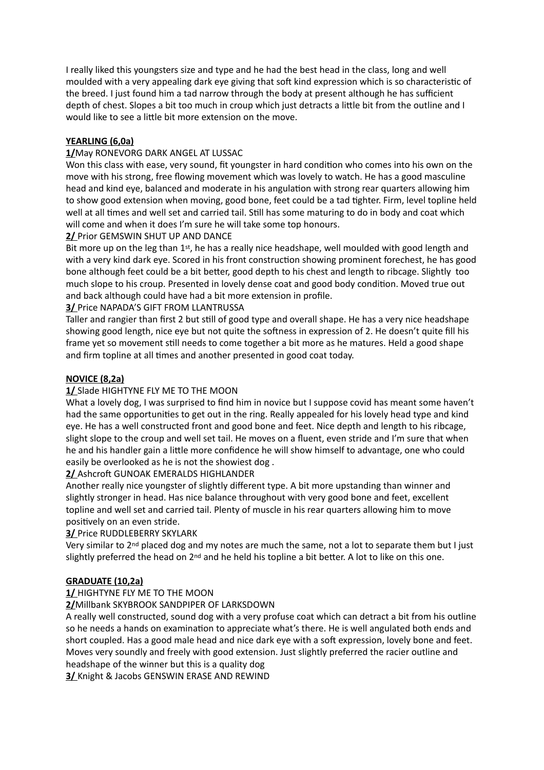I really liked this youngsters size and type and he had the best head in the class, long and well moulded with a very appealing dark eye giving that soft kind expression which is so characteristic of the breed. I just found him a tad narrow through the body at present although he has sufficient depth of chest. Slopes a bit too much in croup which just detracts a little bit from the outline and I would like to see a little bit more extension on the move.

**YEARLING (6,0a)**

**1/**May RONEVORG DARK ANGEL AT LUSSAC

Won this class with ease, very sound, fit youngster in hard condition who comes into his own on the move with his strong, free flowing movement which was lovely to watch. He has a good masculine head and kind eye, balanced and moderate in his angulation with strong rear quarters allowing him to show good extension when moving, good bone, feet could be a tad tighter. Firm, level topline held well at all times and well set and carried tail. Still has some maturing to do in body and coat which will come and when it does I'm sure he will take some top honours.

**2/** Prior GEMSWIN SHUT UP AND DANCE

Bit more up on the leg than 1st, he has a really nice headshape, well moulded with good length and with a very kind dark eye. Scored in his front construction showing prominent forechest, he has good bone although feet could be a bit better, good depth to his chest and length to ribcage. Slightly too much slope to his croup. Presented in lovely dense coat and good body condition. Moved true out and back although could have had a bit more extension in profile.

**3/** Price NAPADA'S GIFT FROM LLANTRUSSA

Taller and rangier than first 2 but still of good type and overall shape. He has a very nice headshape showing good length, nice eye but not quite the softness in expression of 2. He doesn't quite fill his frame yet so movement still needs to come together a bit more as he matures. Held a good shape and firm topline at all times and another presented in good coat today.

**NOVICE (8,2a)**

**1/** Slade HIGHTYNE FLY ME TO THE MOON

What a lovely dog, I was surprised to find him in novice but I suppose covid has meant some haven't had the same opportunities to get out in the ring. Really appealed for his lovely head type and kind eye. He has a well constructed front and good bone and feet. Nice depth and length to his ribcage, slight slope to the croup and well set tail. He moves on a fluent, even stride and I'm sure that when he and his handler gain a little more confidence he will show himself to advantage, one who could easily be overlooked as he is not the showiest dog .

**2/** Ashcroft GUNOAK EMERALDS HIGHLANDER

Another really nice youngster of slightly different type. A bit more upstanding than winner and slightly stronger in head. Has nice balance throughout with very good bone and feet, excellent topline and well set and carried tail. Plenty of muscle in his rear quarters allowing him to move positively on an even stride.

**3/** Price RUDDLEBERRY SKYLARK

Very similar to 2nd placed dog and my notes are much the same, not a lot to separate them but I just slightly preferred the head on 2nd and he held his topline a bit better. A lot to like on this one.

**GRADUATE (10,2a)**

**1/** HIGHTYNE FLY ME TO THE MOON

**2/**Millbank SKYBROOK SANDPIPER OF LARKSDOWN

A really well constructed, sound dog with a very profuse coat which can detract a bit from his outline so he needs a hands on examination to appreciate what's there. He is well angulated both ends and short coupled. Has a good male head and nice dark eye with a soft expression, lovely bone and feet. Moves very soundly and freely with good extension. Just slightly preferred the racier outline and headshape of the winner but this is a quality dog

**3/** Knight & Jacobs GENSWIN ERASE AND REWIND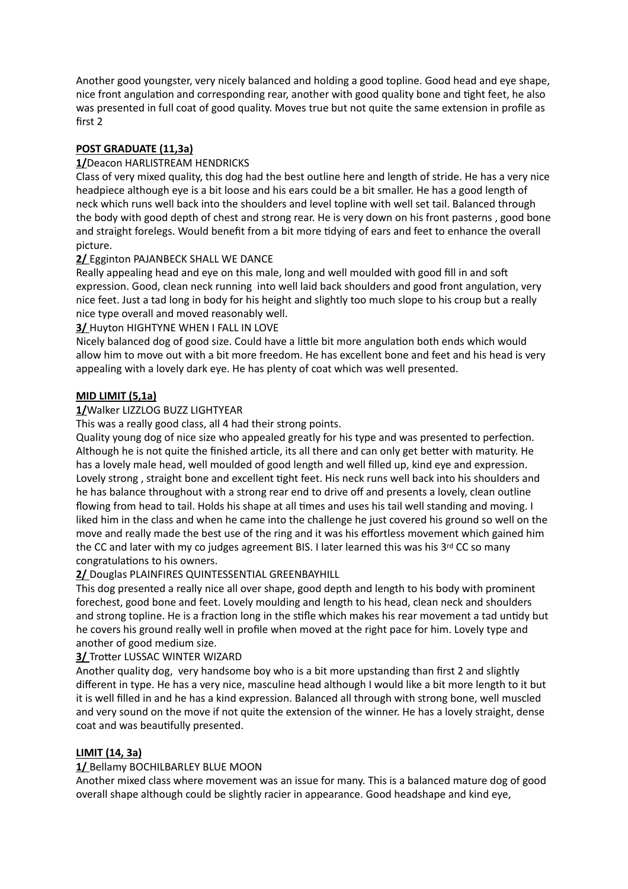Another good youngster, very nicely balanced and holding a good topline. Good head and eye shape, nice front angulation and corresponding rear, another with good quality bone and tight feet, he also was presented in full coat of good quality. Moves true but not quite the same extension in profile as first 2

**POST GRADUATE (11,3a)**

**1/** Deacon HARLISTREAM HENDRICKS

Class of very mixed quality, this dog had the best outline here and length of stride. He has a very nice headpiece although eye is a bit loose and his ears could be a bit smaller. He has a good length of neck which runs well back into the shoulders and level topline with well set tail. Balanced through the body with good depth of chest and strong rear. He is very down on his front pasterns , good bone and straight forelegs. Would benefit from a bit more tidying of ears and feet to enhance the overall picture.

**2/** Egginton PAJANBECK SHALL WE DANCE

Really appealing head and eye on this male, long and well moulded with good fill in and soft expression. Good, clean neck running into well laid back shoulders and good front angulation, very nice feet. Just a tad long in body for his height and slightly too much slope to his croup but a really nice type overall and moved reasonably well.

**3/** Huyton HIGHTYNE WHEN I FALL IN LOVE

Nicely balanced dog of good size. Could have a little bit more angulation both ends which would allow him to move out with a bit more freedom. He has excellent bone and feet and his head is very appealing with a lovely dark eye. He has plenty of coat which was well presented.

**MID LIMIT (5,1a)**

**1/** Walker LIZZLOG BUZZ LIGHTYEAR

This was a really good class, all 4 had their strong points.

Quality young dog of nice size who appealed greatly for his type and was presented to perfection. Although he is not quite the finished article, its all there and can only get better with maturity. He has a lovely male head, well moulded of good length and well filled up, kind eye and expression. Lovely strong , straight bone and excellent tight feet. His neck runs well back into his shoulders and he has balance throughout with a strong rear end to drive off and presents a lovely, clean outline flowing from head to tail. Holds his shape at all times and uses his tail well standing and moving. I liked him in the class and when he came into the challenge he just covered his ground so well on the move and really made the best use of the ring and it was his effortless movement which gained him the CC and later with my co judges agreement BIS. I later learned this was his 3rd CC so many congratulations to his owners.

**2/** Douglas PLAINFIRES QUINTESSENTIAL GREENBAYHILL

This dog presented a really nice all over shape, good depth and length to his body with prominent forechest, good bone and feet. Lovely moulding and length to his head, clean neck and shoulders and strong topline. He is a fraction long in the stifle which makes his rear movement a tad untidy but he covers his ground really well in profile when moved at the right pace for him. Lovely type and another of good medium size.

**3/** Trotter LUSSAC WINTER WIZARD

Another quality dog, very handsome boy who is a bit more upstanding than first 2 and slightly different in type. He has a very nice, masculine head although I would like a bit more length to it but it is well filled in and he has a kind expression. Balanced all through with strong bone, well muscled and very sound on the move if not quite the extension of the winner. He has a lovely straight, dense coat and was beautifully presented.

**LIMIT (14, 3a)**

**1/** Bellamy BOCHILBARLEY BLUE MOON

Another mixed class where movement was an issue for many. This is a balanced mature dog of good overall shape although could be slightly racier in appearance. Good headshape and kind eye,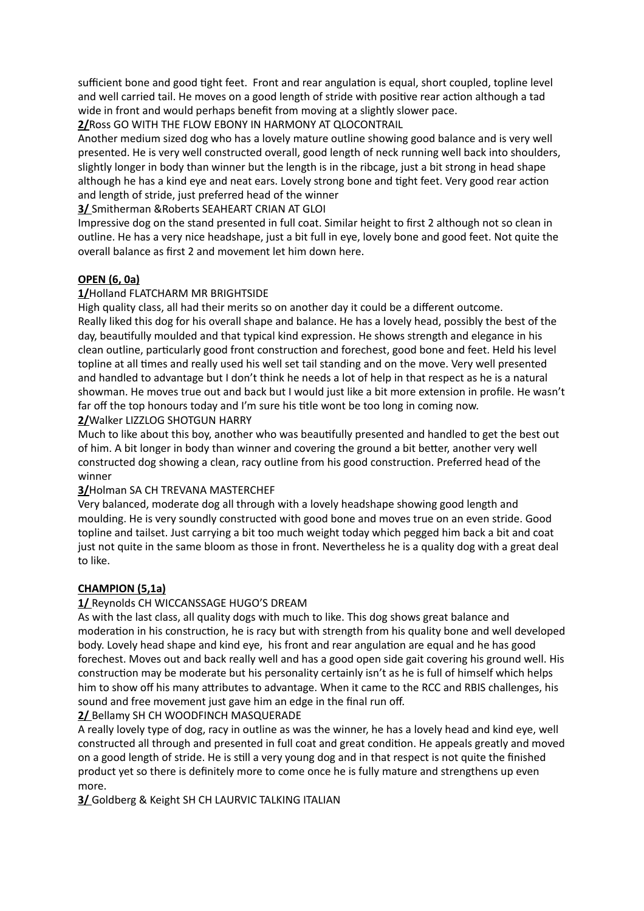sufficient bone and good tight feet. Front and rear angulation is equal, short coupled, topline level and well carried tail. He moves on a good length of stride with positive rear action although a tad wide in front and would perhaps benefit from moving at a slightly slower pace.

**2/**Ross GO WITH THE FLOW EBONY IN HARMONY AT QLOCONTRAIL

Another medium sized dog who has a lovely mature outline showing good balance and is very well presented. He is very well constructed overall, good length of neck running well back into shoulders, slightly longer in body than winner but the length is in the ribcage, just a bit strong in head shape although he has a kind eye and neat ears. Lovely strong bone and tight feet. Very good rear action and length of stride, just preferred head of the winner

**3/** Smitherman &Roberts SEAHEART CRIAN AT GLOI

Impressive dog on the stand presented in full coat. Similar height to first 2 although not so clean in outline. He has a very nice headshape, just a bit full in eye, lovely bone and good feet. Not quite the overall balance as first 2 and movement let him down here.

**OPEN (6, 0a)**

**1/**Holland FLATCHARM MR BRIGHTSIDE

High quality class, all had their merits so on another day it could be a different outcome. Really liked this dog for his overall shape and balance. He has a lovely head, possibly the best of the day, beautifully moulded and that typical kind expression. He shows strength and elegance in his clean outline, particularly good front construction and forechest, good bone and feet. Held his level topline at all times and really used his well set tail standing and on the move. Very well presented and handled to advantage but I don't think he needs a lot of help in that respect as he is a natural showman. He moves true out and back but I would just like a bit more extension in profile. He wasn't far off the top honours today and I'm sure his title wont be too long in coming now.

**2/**Walker LIZZLOG SHOTGUN HARRY

Much to like about this boy, another who was beautifully presented and handled to get the best out of him. A bit longer in body than winner and covering the ground a bit better, another very well constructed dog showing a clean, racy outline from his good construction. Preferred head of the winner

**3/**Holman SA CH TREVANA MASTERCHEF

Very balanced, moderate dog all through with a lovely headshape showing good length and moulding. He is very soundly constructed with good bone and moves true on an even stride. Good topline and tailset. Just carrying a bit too much weight today which pegged him back a bit and coat just not quite in the same bloom as those in front. Nevertheless he is a quality dog with a great deal to like.

**CHAMPION (5,1a)**

**1/** Reynolds CH WICCANSSAGE HUGO'S DREAM

As with the last class, all quality dogs with much to like. This dog shows great balance and moderation in his construction, he is racy but with strength from his quality bone and well developed body. Lovely head shape and kind eye, his front and rear angulation are equal and he has good forechest. Moves out and back really well and has a good open side gait covering his ground well. His construction may be moderate but his personality certainly isn't as he is full of himself which helps him to show off his many attributes to advantage. When it came to the RCC and RBIS challenges, his sound and free movement just gave him an edge in the final run off.

**2/** Bellamy SH CH WOODFINCH MASQUERADE

A really lovely type of dog, racy in outline as was the winner, he has a lovely head and kind eye, well constructed all through and presented in full coat and great condition. He appeals greatly and moved on a good length of stride. He is still a very young dog and in that respect is not quite the finished product yet so there is definitely more to come once he is fully mature and strengthens up even more.

**3/** Goldberg & Keight SH CH LAURVIC TALKING ITALIAN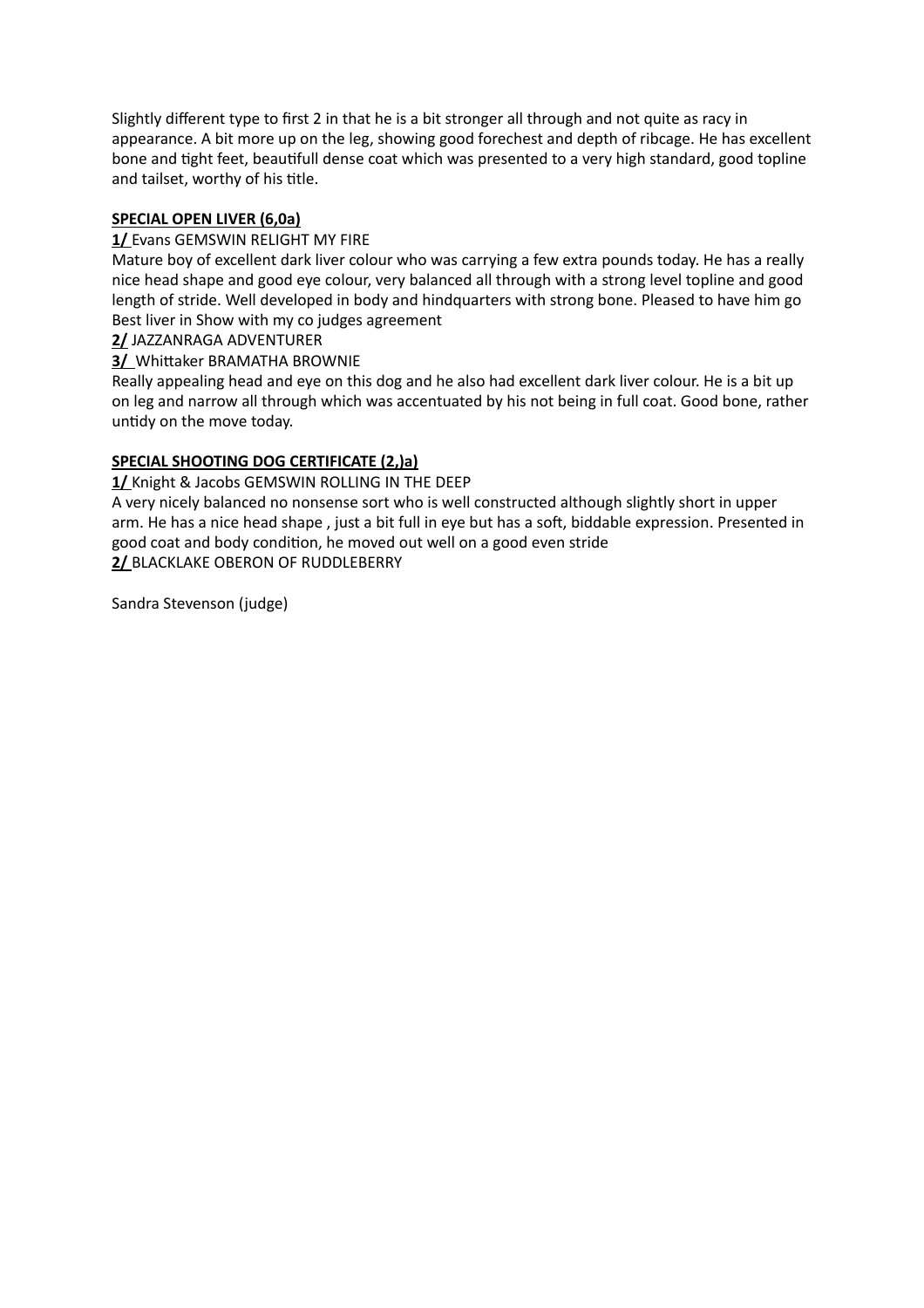Slightly different type to first 2 in that he is a bit stronger all through and not quite as racy in appearance. A bit more up on the leg, showing good forechest and depth of ribcage. He has excellent bone and tight feet, beautifull dense coat which was presented to a very high standard, good topline and tailset, worthy of his title.

**SPECIAL OPEN LIVER (6,0a)**

**1/** Evans GEMSWIN RELIGHT MY FIRE
Mature boy of excellent dark liver colour who was carrying a few extra pounds today. He has a really nice head shape and good eye colour, very balanced all through with a strong level topline and good length of stride. Well developed in body and hindquarters with strong bone. Pleased to have him go Best liver in Show with my co judges agreement

**2/** JAZZANRAGA ADVENTURER

**3/** Whittaker BRAMATHA BROWNIE
Really appealing head and eye on this dog and he also had excellent dark liver colour. He is a bit up on leg and narrow all through which was accentuated by his not being in full coat. Good bone, rather untidy on the move today.

**SPECIAL SHOOTING DOG CERTIFICATE (2,)a)**

**1/** Knight & Jacobs GEMSWIN ROLLING IN THE DEEP
A very nicely balanced no nonsense sort who is well constructed although slightly short in upper arm. He has a nice head shape , just a bit full in eye but has a soft, biddable expression. Presented in good coat and body condition, he moved out well on a good even stride

**2/** BLACKLAKE OBERON OF RUDDLEBERRY

Sandra Stevenson (judge)